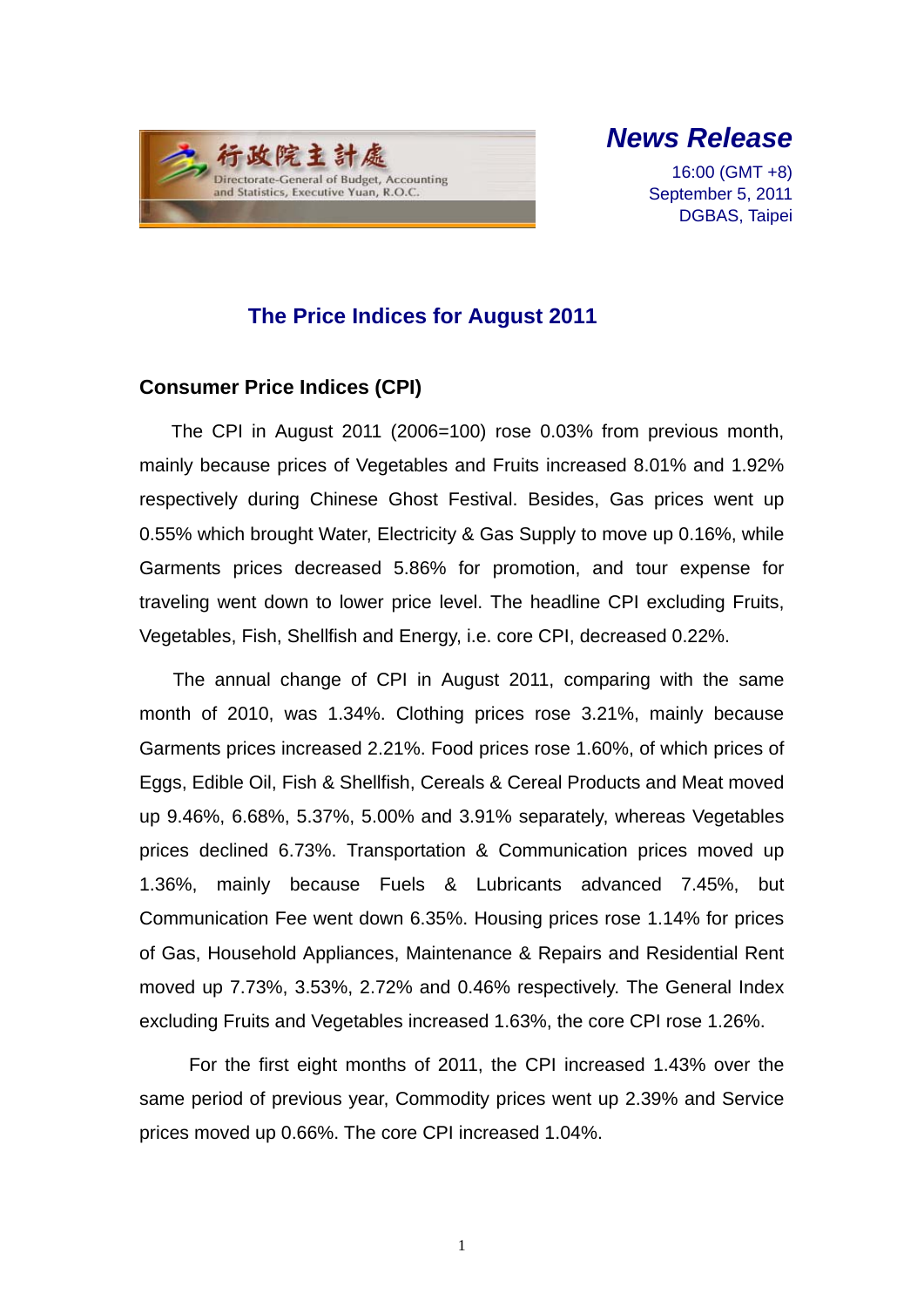行政院主計處
Directorate-General of Budget, Accounting and Statistics, Executive Yuan, R.O.C.

***News Release***

16:00 (GMT +8)
September 5, 2011
DGBAS, Taipei

# The Price Indices for August 2011

## Consumer Price Indices (CPI)

The CPI in August 2011 (2006=100) rose 0.03% from previous month, mainly because prices of Vegetables and Fruits increased 8.01% and 1.92% respectively during Chinese Ghost Festival. Besides, Gas prices went up 0.55% which brought Water, Electricity & Gas Supply to move up 0.16%, while Garments prices decreased 5.86% for promotion, and tour expense for traveling went down to lower price level. The headline CPI excluding Fruits, Vegetables, Fish, Shellfish and Energy, i.e. core CPI, decreased 0.22%.

The annual change of CPI in August 2011, comparing with the same month of 2010, was 1.34%. Clothing prices rose 3.21%, mainly because Garments prices increased 2.21%. Food prices rose 1.60%, of which prices of Eggs, Edible Oil, Fish & Shellfish, Cereals & Cereal Products and Meat moved up 9.46%, 6.68%, 5.37%, 5.00% and 3.91% separately, whereas Vegetables prices declined 6.73%. Transportation & Communication prices moved up 1.36%, mainly because Fuels & Lubricants advanced 7.45%, but Communication Fee went down 6.35%. Housing prices rose 1.14% for prices of Gas, Household Appliances, Maintenance & Repairs and Residential Rent moved up 7.73%, 3.53%, 2.72% and 0.46% respectively. The General Index excluding Fruits and Vegetables increased 1.63%, the core CPI rose 1.26%.

For the first eight months of 2011, the CPI increased 1.43% over the same period of previous year, Commodity prices went up 2.39% and Service prices moved up 0.66%. The core CPI increased 1.04%.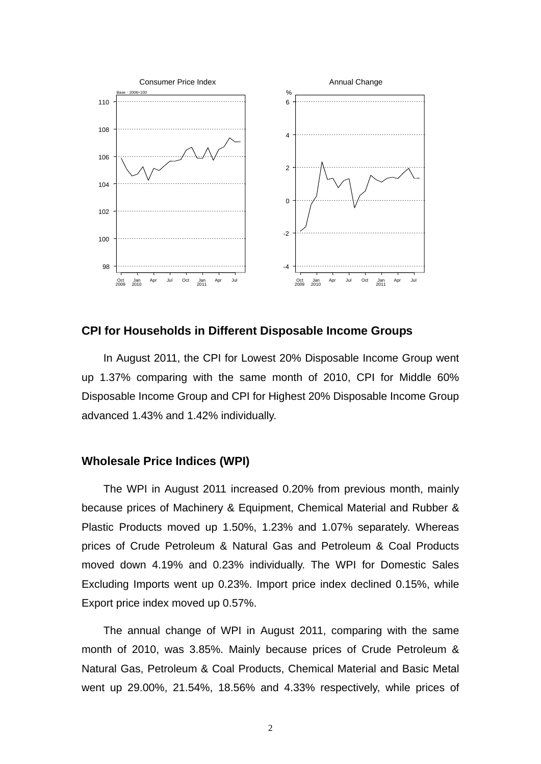## CPI for Households in Different Disposable Income Groups

In August 2011, the CPI for Lowest 20% Disposable Income Group went up 1.37% comparing with the same month of 2010, CPI for Middle 60% Disposable Income Group and CPI for Highest 20% Disposable Income Group advanced 1.43% and 1.42% individually.

## Wholesale Price Indices (WPI)

The WPI in August 2011 increased 0.20% from previous month, mainly because prices of Machinery & Equipment, Chemical Material and Rubber & Plastic Products moved up 1.50%, 1.23% and 1.07% separately. Whereas prices of Crude Petroleum & Natural Gas and Petroleum & Coal Products moved down 4.19% and 0.23% individually. The WPI for Domestic Sales Excluding Imports went up 0.23%. Import price index declined 0.15%, while Export price index moved up 0.57%.

The annual change of WPI in August 2011, comparing with the same month of 2010, was 3.85%. Mainly because prices of Crude Petroleum & Natural Gas, Petroleum & Coal Products, Chemical Material and Basic Metal went up 29.00%, 21.54%, 18.56% and 4.33% respectively, while prices of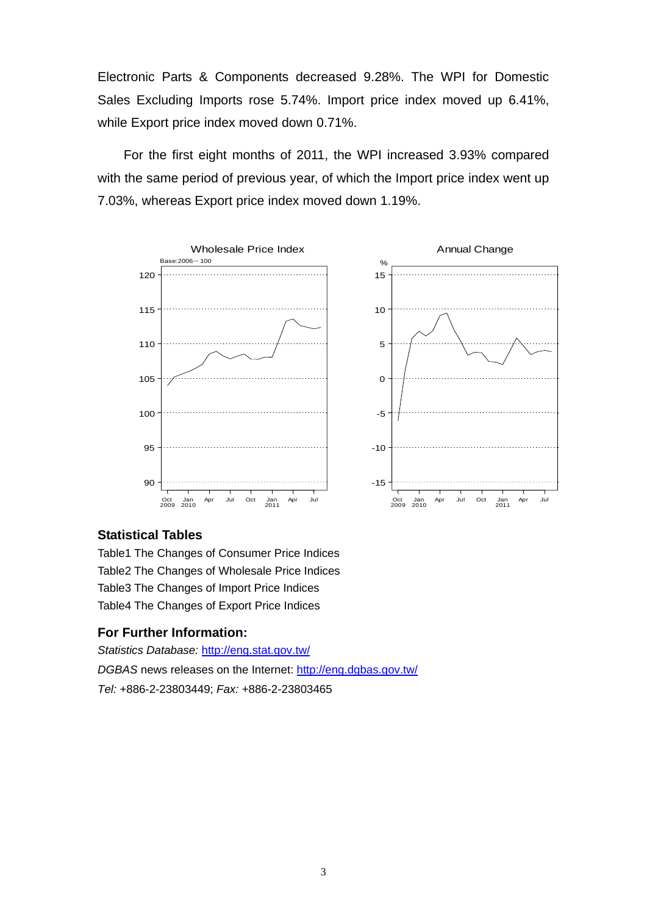Electronic Parts & Components decreased 9.28%. The WPI for Domestic Sales Excluding Imports rose 5.74%. Import price index moved up 6.41%, while Export price index moved down 0.71%.

For the first eight months of 2011, the WPI increased 3.93% compared with the same period of previous year, of which the Import price index went up 7.03%, whereas Export price index moved down 1.19%.

### Statistical Tables

Table1 The Changes of Consumer Price Indices
Table2 The Changes of Wholesale Price Indices
Table3 The Changes of Import Price Indices
Table4 The Changes of Export Price Indices

### For Further Information:

*Statistics Database:* http://eng.stat.gov.tw/
*DGBAS* news releases on the Internet: http://eng.dgbas.gov.tw/
*Tel:* +886-2-23803449; *Fax:* +886-2-23803465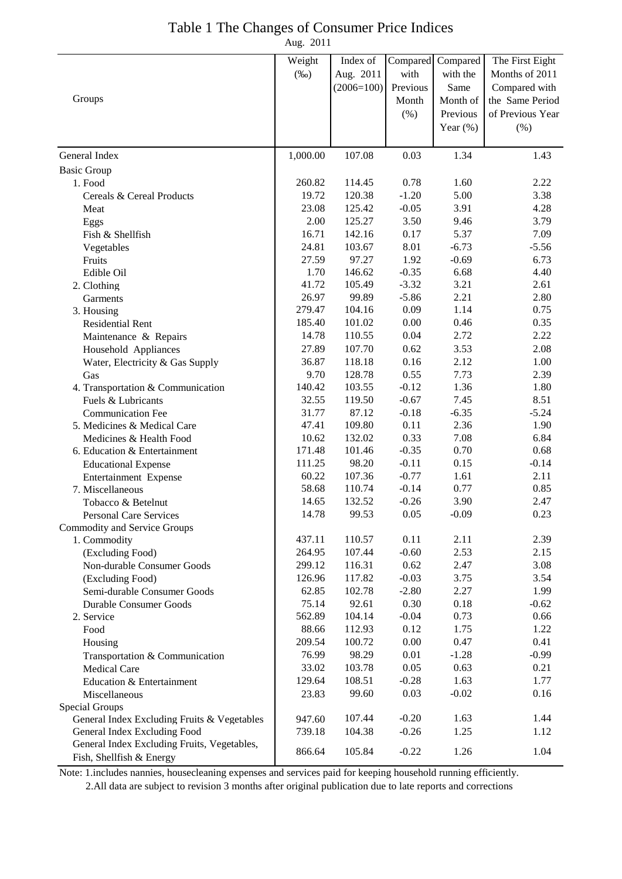# Table 1 The Changes of Consumer Price Indices

Aug. 2011

| Groups | Weight (‰) | Index of Aug. 2011 (2006=100) | Compared with Previous Month (%) | Compared with the Same Month of Previous Year (%) | The First Eight Months of 2011 Compared with the Same Period of Previous Year (%) |
|---|---|---|---|---|---|
| General Index | 1,000.00 | 107.08 | 0.03 | 1.34 | 1.43 |
| Basic Group | | | | | |
| 1. Food | 260.82 | 114.45 | 0.78 | 1.60 | 2.22 |
| Cereals & Cereal Products | 19.72 | 120.38 | -1.20 | 5.00 | 3.38 |
| Meat | 23.08 | 125.42 | -0.05 | 3.91 | 4.28 |
| Eggs | 2.00 | 125.27 | 3.50 | 9.46 | 3.79 |
| Fish & Shellfish | 16.71 | 142.16 | 0.17 | 5.37 | 7.09 |
| Vegetables | 24.81 | 103.67 | 8.01 | -6.73 | -5.56 |
| Fruits | 27.59 | 97.27 | 1.92 | -0.69 | 6.73 |
| Edible Oil | 1.70 | 146.62 | -0.35 | 6.68 | 4.40 |
| 2. Clothing | 41.72 | 105.49 | -3.32 | 3.21 | 2.61 |
| Garments | 26.97 | 99.89 | -5.86 | 2.21 | 2.80 |
| 3. Housing | 279.47 | 104.16 | 0.09 | 1.14 | 0.75 |
| Residential Rent | 185.40 | 101.02 | 0.00 | 0.46 | 0.35 |
| Maintenance & Repairs | 14.78 | 110.55 | 0.04 | 2.72 | 2.22 |
| Household Appliances | 27.89 | 107.70 | 0.62 | 3.53 | 2.08 |
| Water, Electricity & Gas Supply | 36.87 | 118.18 | 0.16 | 2.12 | 1.00 |
| Gas | 9.70 | 128.78 | 0.55 | 7.73 | 2.39 |
| 4. Transportation & Communication | 140.42 | 103.55 | -0.12 | 1.36 | 1.80 |
| Fuels & Lubricants | 32.55 | 119.50 | -0.67 | 7.45 | 8.51 |
| Communication Fee | 31.77 | 87.12 | -0.18 | -6.35 | -5.24 |
| 5. Medicines & Medical Care | 47.41 | 109.80 | 0.11 | 2.36 | 1.90 |
| Medicines & Health Food | 10.62 | 132.02 | 0.33 | 7.08 | 6.84 |
| 6. Education & Entertainment | 171.48 | 101.46 | -0.35 | 0.70 | 0.68 |
| Educational Expense | 111.25 | 98.20 | -0.11 | 0.15 | -0.14 |
| Entertainment Expense | 60.22 | 107.36 | -0.77 | 1.61 | 2.11 |
| 7. Miscellaneous | 58.68 | 110.74 | -0.14 | 0.77 | 0.85 |
| Tobacco & Betelnut | 14.65 | 132.52 | -0.26 | 3.90 | 2.47 |
| Personal Care Services | 14.78 | 99.53 | 0.05 | -0.09 | 0.23 |
| Commodity and Service Groups | | | | | |
| 1. Commodity | 437.11 | 110.57 | 0.11 | 2.11 | 2.39 |
| (Excluding Food) | 264.95 | 107.44 | -0.60 | 2.53 | 2.15 |
| Non-durable Consumer Goods | 299.12 | 116.31 | 0.62 | 2.47 | 3.08 |
| (Excluding Food) | 126.96 | 117.82 | -0.03 | 3.75 | 3.54 |
| Semi-durable Consumer Goods | 62.85 | 102.78 | -2.80 | 2.27 | 1.99 |
| Durable Consumer Goods | 75.14 | 92.61 | 0.30 | 0.18 | -0.62 |
| 2. Service | 562.89 | 104.14 | -0.04 | 0.73 | 0.66 |
| Food | 88.66 | 112.93 | 0.12 | 1.75 | 1.22 |
| Housing | 209.54 | 100.72 | 0.00 | 0.47 | 0.41 |
| Transportation & Communication | 76.99 | 98.29 | 0.01 | -1.28 | -0.99 |
| Medical Care | 33.02 | 103.78 | 0.05 | 0.63 | 0.21 |
| Education & Entertainment | 129.64 | 108.51 | -0.28 | 1.63 | 1.77 |
| Miscellaneous | 23.83 | 99.60 | 0.03 | -0.02 | 0.16 |
| Special Groups | | | | | |
| General Index Excluding Fruits & Vegetables | 947.60 | 107.44 | -0.20 | 1.63 | 1.44 |
| General Index Excluding Food | 739.18 | 104.38 | -0.26 | 1.25 | 1.12 |
| General Index Excluding Fruits, Vegetables, Fish, Shellfish & Energy | 866.64 | 105.84 | -0.22 | 1.26 | 1.04 |

Note: 1.includes nannies, housecleaning expenses and services paid for keeping household running efficiently.

2.All data are subject to revision 3 months after original publication due to late reports and corrections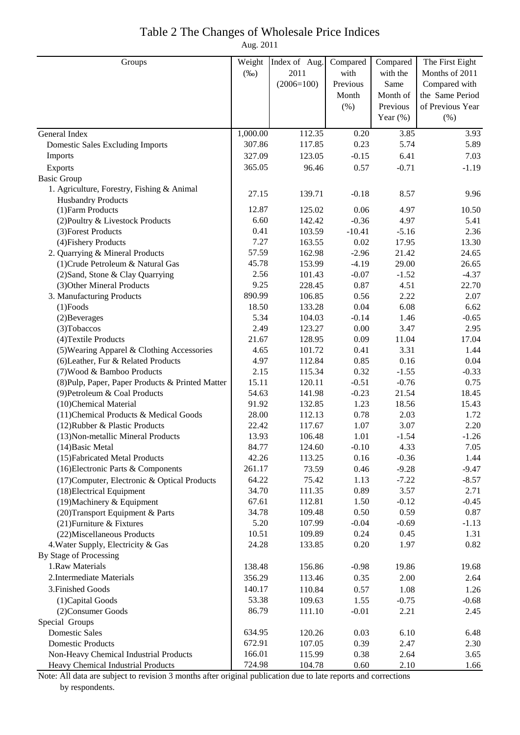# Table 2 The Changes of Wholesale Price Indices

Aug. 2011

| Groups | Weight (‰) | Index of Aug. 2011 (2006=100) | Compared with Previous Month (%) | Compared with the Same Month of Previous Year (%) | The First Eight Months of 2011 Compared with the Same Period of Previous Year (%) |
|---|---|---|---|---|---|
| General Index | 1,000.00 | 112.35 | 0.20 | 3.85 | 3.93 |
| Domestic Sales Excluding Imports | 307.86 | 117.85 | 0.23 | 5.74 | 5.89 |
| Imports | 327.09 | 123.05 | -0.15 | 6.41 | 7.03 |
| Exports | 365.05 | 96.46 | 0.57 | -0.71 | -1.19 |
| Basic Group | | | | | |
| 1. Agriculture, Forestry, Fishing & Animal Husbandry Products | 27.15 | 139.71 | -0.18 | 8.57 | 9.96 |
| (1)Farm Products | 12.87 | 125.02 | 0.06 | 4.97 | 10.50 |
| (2)Poultry & Livestock Products | 6.60 | 142.42 | -0.36 | 4.97 | 5.41 |
| (3)Forest Products | 0.41 | 103.59 | -10.41 | -5.16 | 2.36 |
| (4)Fishery Products | 7.27 | 163.55 | 0.02 | 17.95 | 13.30 |
| 2. Quarrying & Mineral Products | 57.59 | 162.98 | -2.96 | 21.42 | 24.65 |
| (1)Crude Petroleum & Natural Gas | 45.78 | 153.99 | -4.19 | 29.00 | 26.65 |
| (2)Sand, Stone & Clay Quarrying | 2.56 | 101.43 | -0.07 | -1.52 | -4.37 |
| (3)Other Mineral Products | 9.25 | 228.45 | 0.87 | 4.51 | 22.70 |
| 3. Manufacturing Products | 890.99 | 106.85 | 0.56 | 2.22 | 2.07 |
| (1)Foods | 18.50 | 133.28 | 0.04 | 6.08 | 6.62 |
| (2)Beverages | 5.34 | 104.03 | -0.14 | 1.46 | -0.65 |
| (3)Tobaccos | 2.49 | 123.27 | 0.00 | 3.47 | 2.95 |
| (4)Textile Products | 21.67 | 128.95 | 0.09 | 11.04 | 17.04 |
| (5)Wearing Apparel & Clothing Accessories | 4.65 | 101.72 | 0.41 | 3.31 | 1.44 |
| (6)Leather, Fur & Related Products | 4.97 | 112.84 | 0.85 | 0.16 | 0.04 |
| (7)Wood & Bamboo Products | 2.15 | 115.34 | 0.32 | -1.55 | -0.33 |
| (8)Pulp, Paper, Paper Products & Printed Matter | 15.11 | 120.11 | -0.51 | -0.76 | 0.75 |
| (9)Petroleum & Coal Products | 54.63 | 141.98 | -0.23 | 21.54 | 18.45 |
| (10)Chemical Material | 91.92 | 132.85 | 1.23 | 18.56 | 15.43 |
| (11)Chemical Products & Medical Goods | 28.00 | 112.13 | 0.78 | 2.03 | 1.72 |
| (12)Rubber & Plastic Products | 22.42 | 117.67 | 1.07 | 3.07 | 2.20 |
| (13)Non-metallic Mineral Products | 13.93 | 106.48 | 1.01 | -1.54 | -1.26 |
| (14)Basic Metal | 84.77 | 124.60 | -0.10 | 4.33 | 7.05 |
| (15)Fabricated Metal Products | 42.26 | 113.25 | 0.16 | -0.36 | 1.44 |
| (16)Electronic Parts & Components | 261.17 | 73.59 | 0.46 | -9.28 | -9.47 |
| (17)Computer, Electronic & Optical Products | 64.22 | 75.42 | 1.13 | -7.22 | -8.57 |
| (18)Electrical Equipment | 34.70 | 111.35 | 0.89 | 3.57 | 2.71 |
| (19)Machinery & Equipment | 67.61 | 112.81 | 1.50 | -0.12 | -0.45 |
| (20)Transport Equipment & Parts | 34.78 | 109.48 | 0.50 | 0.59 | 0.87 |
| (21)Furniture & Fixtures | 5.20 | 107.99 | -0.04 | -0.69 | -1.13 |
| (22)Miscellaneous Products | 10.51 | 109.89 | 0.24 | 0.45 | 1.31 |
| 4.Water Supply, Electricity & Gas | 24.28 | 133.85 | 0.20 | 1.97 | 0.82 |
| By Stage of Processing | | | | | |
| 1.Raw Materials | 138.48 | 156.86 | -0.98 | 19.86 | 19.68 |
| 2.Intermediate Materials | 356.29 | 113.46 | 0.35 | 2.00 | 2.64 |
| 3.Finished Goods | 140.17 | 110.84 | 0.57 | 1.08 | 1.26 |
| (1)Capital Goods | 53.38 | 109.63 | 1.55 | -0.75 | -0.68 |
| (2)Consumer Goods | 86.79 | 111.10 | -0.01 | 2.21 | 2.45 |
| Special Groups | | | | | |
| Domestic Sales | 634.95 | 120.26 | 0.03 | 6.10 | 6.48 |
| Domestic Products | 672.91 | 107.05 | 0.39 | 2.47 | 2.30 |
| Non-Heavy Chemical Industrial Products | 166.01 | 115.99 | 0.38 | 2.64 | 3.65 |
| Heavy Chemical Industrial Products | 724.98 | 104.78 | 0.60 | 2.10 | 1.66 |

Note: All data are subject to revision 3 months after original publication due to late reports and corrections by respondents.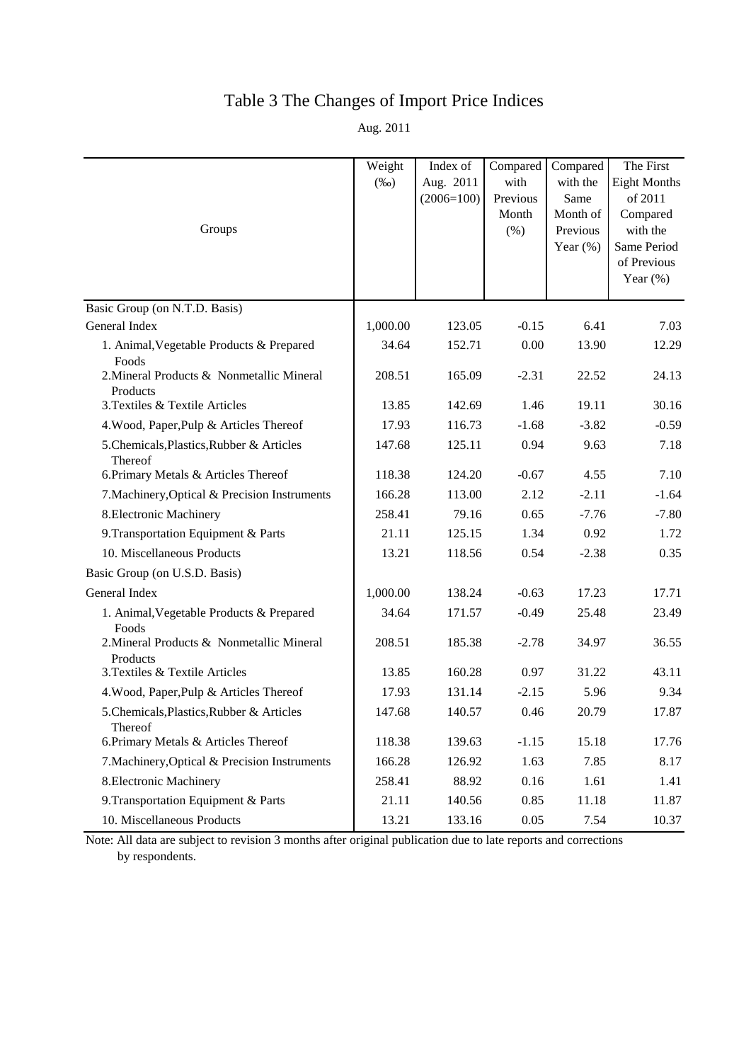# Table 3 The Changes of Import Price Indices

Aug. 2011

| Groups | Weight (‰) | Index of Aug. 2011 (2006=100) | Compared with Previous Month (%) | Compared with the Same Month of Previous Year (%) | The First Eight Months of 2011 Compared with the Same Period of Previous Year (%) |
|---|---|---|---|---|---|
| Basic Group (on N.T.D. Basis) | | | | | |
| General Index | 1,000.00 | 123.05 | -0.15 | 6.41 | 7.03 |
| 1. Animal,Vegetable Products & Prepared Foods | 34.64 | 152.71 | 0.00 | 13.90 | 12.29 |
| 2.Mineral Products & Nonmetallic Mineral Products | 208.51 | 165.09 | -2.31 | 22.52 | 24.13 |
| 3.Textiles & Textile Articles | 13.85 | 142.69 | 1.46 | 19.11 | 30.16 |
| 4.Wood, Paper,Pulp & Articles Thereof | 17.93 | 116.73 | -1.68 | -3.82 | -0.59 |
| 5.Chemicals,Plastics,Rubber & Articles Thereof | 147.68 | 125.11 | 0.94 | 9.63 | 7.18 |
| 6.Primary Metals & Articles Thereof | 118.38 | 124.20 | -0.67 | 4.55 | 7.10 |
| 7.Machinery,Optical & Precision Instruments | 166.28 | 113.00 | 2.12 | -2.11 | -1.64 |
| 8.Electronic Machinery | 258.41 | 79.16 | 0.65 | -7.76 | -7.80 |
| 9.Transportation Equipment & Parts | 21.11 | 125.15 | 1.34 | 0.92 | 1.72 |
| 10. Miscellaneous Products | 13.21 | 118.56 | 0.54 | -2.38 | 0.35 |
| Basic Group (on U.S.D. Basis) | | | | | |
| General Index | 1,000.00 | 138.24 | -0.63 | 17.23 | 17.71 |
| 1. Animal,Vegetable Products & Prepared Foods | 34.64 | 171.57 | -0.49 | 25.48 | 23.49 |
| 2.Mineral Products & Nonmetallic Mineral Products | 208.51 | 185.38 | -2.78 | 34.97 | 36.55 |
| 3.Textiles & Textile Articles | 13.85 | 160.28 | 0.97 | 31.22 | 43.11 |
| 4.Wood, Paper,Pulp & Articles Thereof | 17.93 | 131.14 | -2.15 | 5.96 | 9.34 |
| 5.Chemicals,Plastics,Rubber & Articles Thereof | 147.68 | 140.57 | 0.46 | 20.79 | 17.87 |
| 6.Primary Metals & Articles Thereof | 118.38 | 139.63 | -1.15 | 15.18 | 17.76 |
| 7.Machinery,Optical & Precision Instruments | 166.28 | 126.92 | 1.63 | 7.85 | 8.17 |
| 8.Electronic Machinery | 258.41 | 88.92 | 0.16 | 1.61 | 1.41 |
| 9.Transportation Equipment & Parts | 21.11 | 140.56 | 0.85 | 11.18 | 11.87 |
| 10. Miscellaneous Products | 13.21 | 133.16 | 0.05 | 7.54 | 10.37 |

Note: All data are subject to revision 3 months after original publication due to late reports and corrections by respondents.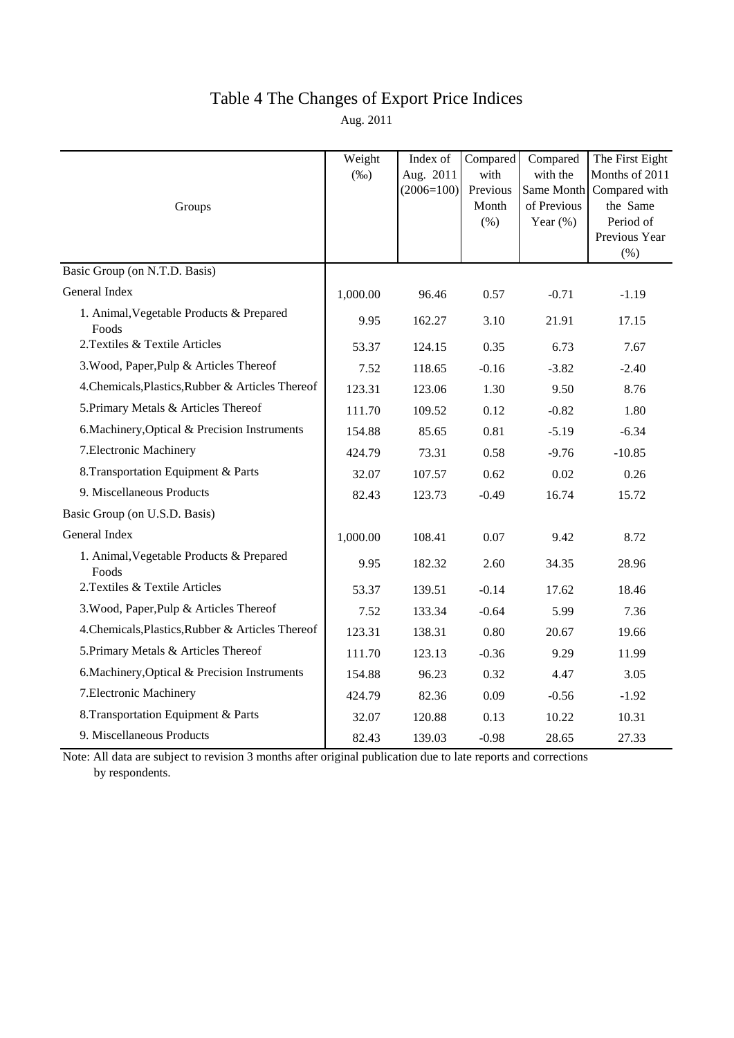# Table 4 The Changes of Export Price Indices

Aug. 2011

| Groups | Weight (‰) | Index of Aug. 2011 (2006=100) | Compared with Previous Month (%) | Compared with the Same Month of Previous Year (%) | The First Eight Months of 2011 Compared with the Same Period of Previous Year (%) |
|---|---|---|---|---|---|
| Basic Group (on N.T.D. Basis) | | | | | |
| General Index | 1,000.00 | 96.46 | 0.57 | -0.71 | -1.19 |
| 1. Animal,Vegetable Products & Prepared Foods | 9.95 | 162.27 | 3.10 | 21.91 | 17.15 |
| 2.Textiles & Textile Articles | 53.37 | 124.15 | 0.35 | 6.73 | 7.67 |
| 3.Wood, Paper,Pulp & Articles Thereof | 7.52 | 118.65 | -0.16 | -3.82 | -2.40 |
| 4.Chemicals,Plastics,Rubber & Articles Thereof | 123.31 | 123.06 | 1.30 | 9.50 | 8.76 |
| 5.Primary Metals & Articles Thereof | 111.70 | 109.52 | 0.12 | -0.82 | 1.80 |
| 6.Machinery,Optical & Precision Instruments | 154.88 | 85.65 | 0.81 | -5.19 | -6.34 |
| 7.Electronic Machinery | 424.79 | 73.31 | 0.58 | -9.76 | -10.85 |
| 8.Transportation Equipment & Parts | 32.07 | 107.57 | 0.62 | 0.02 | 0.26 |
| 9. Miscellaneous Products | 82.43 | 123.73 | -0.49 | 16.74 | 15.72 |
| Basic Group (on U.S.D. Basis) | | | | | |
| General Index | 1,000.00 | 108.41 | 0.07 | 9.42 | 8.72 |
| 1. Animal,Vegetable Products & Prepared Foods | 9.95 | 182.32 | 2.60 | 34.35 | 28.96 |
| 2.Textiles & Textile Articles | 53.37 | 139.51 | -0.14 | 17.62 | 18.46 |
| 3.Wood, Paper,Pulp & Articles Thereof | 7.52 | 133.34 | -0.64 | 5.99 | 7.36 |
| 4.Chemicals,Plastics,Rubber & Articles Thereof | 123.31 | 138.31 | 0.80 | 20.67 | 19.66 |
| 5.Primary Metals & Articles Thereof | 111.70 | 123.13 | -0.36 | 9.29 | 11.99 |
| 6.Machinery,Optical & Precision Instruments | 154.88 | 96.23 | 0.32 | 4.47 | 3.05 |
| 7.Electronic Machinery | 424.79 | 82.36 | 0.09 | -0.56 | -1.92 |
| 8.Transportation Equipment & Parts | 32.07 | 120.88 | 0.13 | 10.22 | 10.31 |
| 9. Miscellaneous Products | 82.43 | 139.03 | -0.98 | 28.65 | 27.33 |

Note: All data are subject to revision 3 months after original publication due to late reports and corrections by respondents.